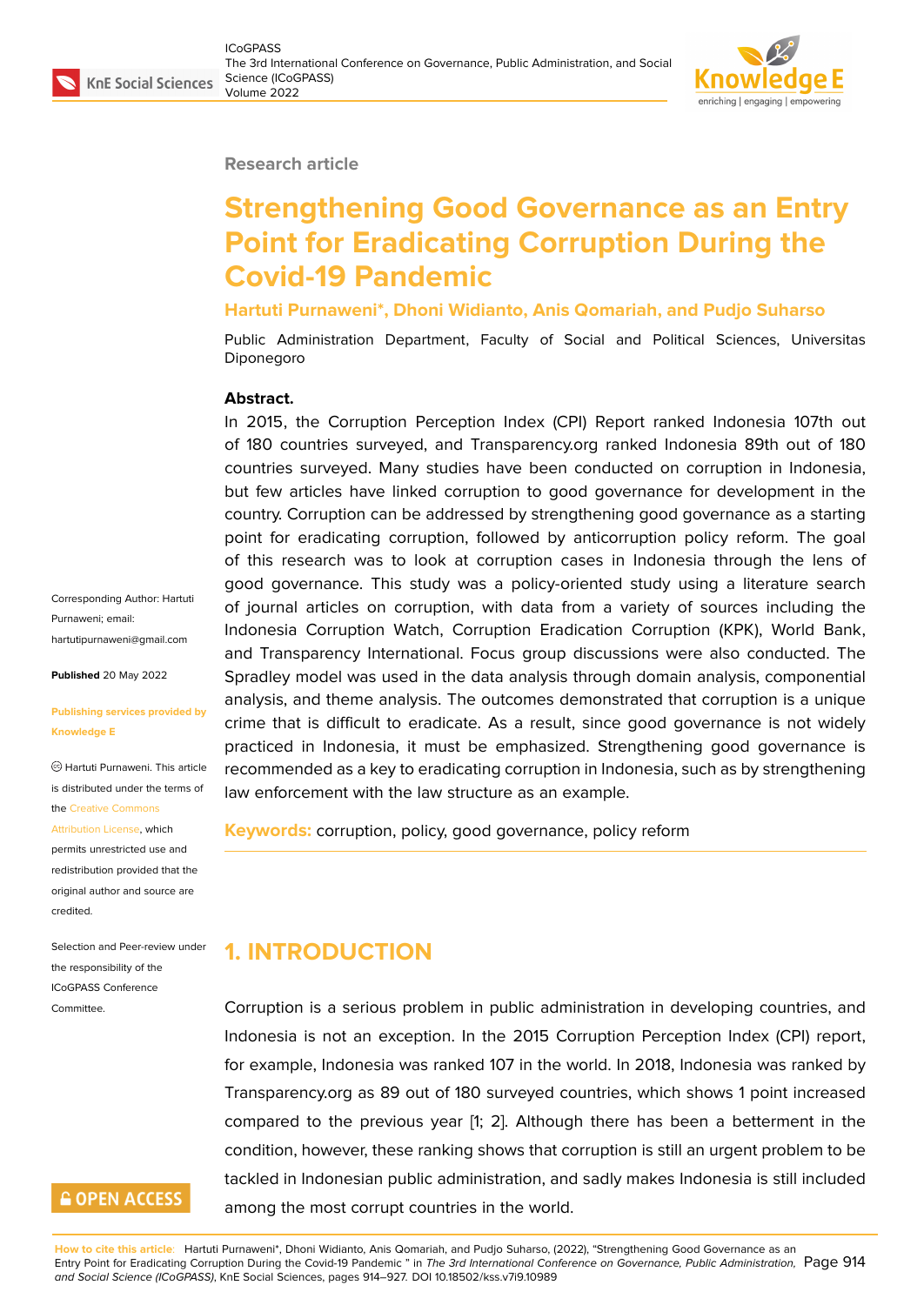Research article

# Strengthening Good Governance as an Entry Point for Eradicating Corruption During the Covid-19 Pandemic

**Hartuti Purnaweni*, Dhoni Widianto, Anis Qomariah, and Pudjo Suharso**

Public Administration Department, Faculty of Social and Political Sciences, Universitas Diponegoro

Corresponding Author: Hartuti Purnaweni; email: hartutipurnaweni@gmail.com

**Published** 20 May 2022

**Publishing services provided by Knowledge E**

© Hartuti Purnaweni. This article is distributed under the terms of the Creative Commons Attribution License, which permits unrestricted use and redistribution provided that the original author and source are credited.

Selection and Peer-review under the responsibility of the ICoGPASS Conference Committee.

**Abstract.**

In 2015, the Corruption Perception Index (CPI) Report ranked Indonesia 107th out of 180 countries surveyed, and Transparency.org ranked Indonesia 89th out of 180 countries surveyed. Many studies have been conducted on corruption in Indonesia, but few articles have linked corruption to good governance for development in the country. Corruption can be addressed by strengthening good governance as a starting point for eradicating corruption, followed by anticorruption policy reform. The goal of this research was to look at corruption cases in Indonesia through the lens of good governance. This study was a policy-oriented study using a literature search of journal articles on corruption, with data from a variety of sources including the Indonesia Corruption Watch, Corruption Eradication Corruption (KPK), World Bank, and Transparency International. Focus group discussions were also conducted. The Spradley model was used in the data analysis through domain analysis, componential analysis, and theme analysis. The outcomes demonstrated that corruption is a unique crime that is difficult to eradicate. As a result, since good governance is not widely practiced in Indonesia, it must be emphasized. Strengthening good governance is recommended as a key to eradicating corruption in Indonesia, such as by strengthening law enforcement with the law structure as an example.

**Keywords:** corruption, policy, good governance, policy reform

## 1. INTRODUCTION

Corruption is a serious problem in public administration in developing countries, and Indonesia is not an exception. In the 2015 Corruption Perception Index (CPI) report, for example, Indonesia was ranked 107 in the world. In 2018, Indonesia was ranked by Transparency.org as 89 out of 180 surveyed countries, which shows 1 point increased compared to the previous year [1; 2]. Although there has been a betterment in the condition, however, these ranking shows that corruption is still an urgent problem to be tackled in Indonesian public administration, and sadly makes Indonesia is still included among the most corrupt countries in the world.

**How to cite this article:** Hartuti Purnaweni*, Dhoni Widianto, Anis Qomariah, and Pudjo Suharso, (2022), "Strengthening Good Governance as an Entry Point for Eradicating Corruption During the Covid-19 Pandemic " in *The 3rd International Conference on Governance, Public Administration, and Social Science (ICoGPASS)*, KnE Social Sciences, pages 914–927. DOI 10.18502/kss.v7i9.10989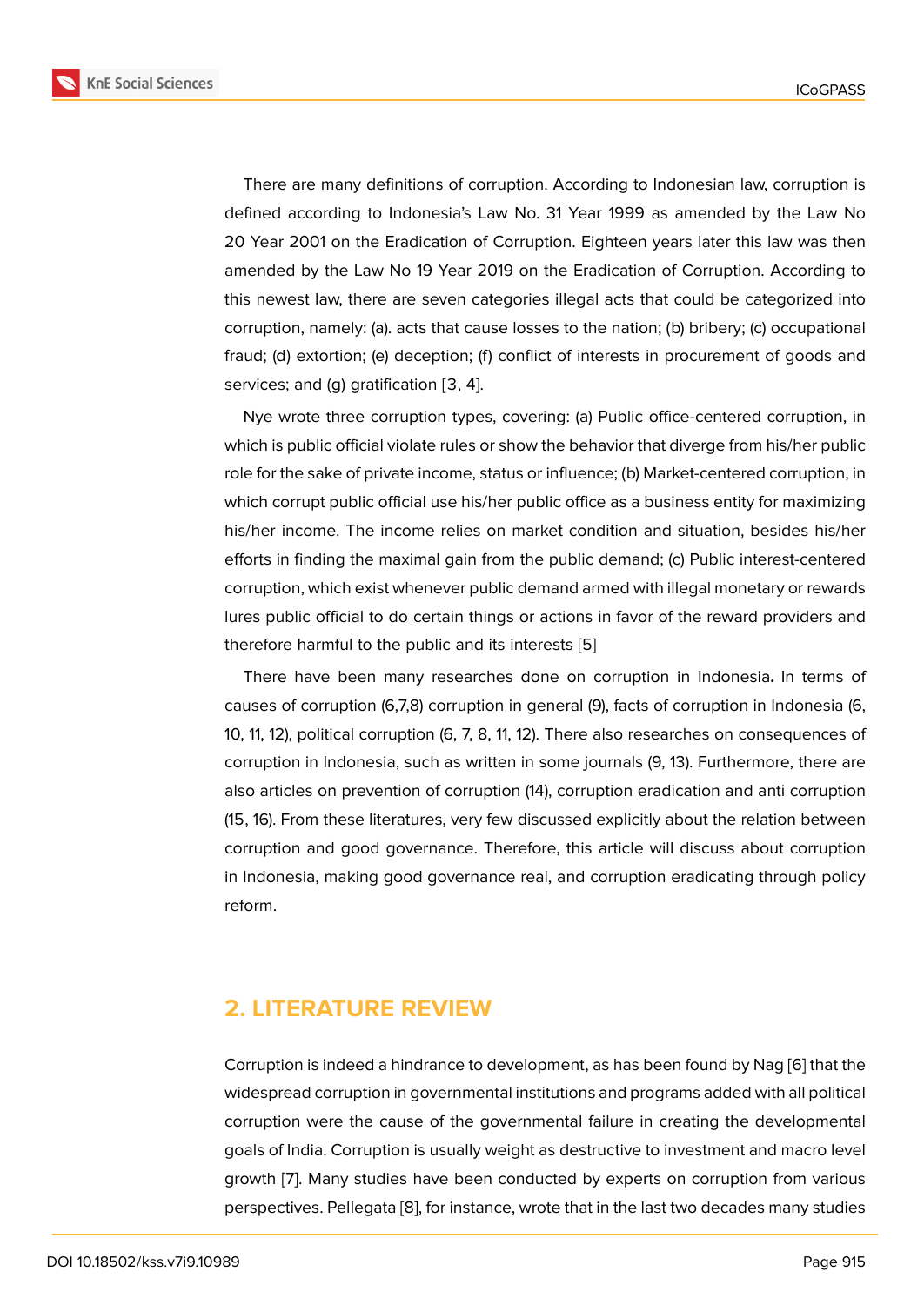There are many definitions of corruption. According to Indonesian law, corruption is defined according to Indonesia's Law No. 31 Year 1999 as amended by the Law No 20 Year 2001 on the Eradication of Corruption. Eighteen years later this law was then amended by the Law No 19 Year 2019 on the Eradication of Corruption. According to this newest law, there are seven categories illegal acts that could be categorized into corruption, namely: (a). acts that cause losses to the nation; (b) bribery; (c) occupational fraud; (d) extortion; (e) deception; (f) conflict of interests in procurement of goods and services; and (g) gratification [3, 4].

Nye wrote three corruption types, covering: (a) Public office-centered corruption, in which is public official violate rules or show the behavior that diverge from his/her public role for the sake of private income, status or influence; (b) Market-centered corruption, in which corrupt public official use his/her public office as a business entity for maximizing his/her income. The income relies on market condition and situation, besides his/her efforts in finding the maximal gain from the public demand; (c) Public interest-centered corruption, which exist whenever public demand armed with illegal monetary or rewards lures public official to do certain things or actions in favor of the reward providers and therefore harmful to the public and its interests [5]

There have been many researches done on corruption in Indonesia**.** In terms of causes of corruption (6,7,8) corruption in general (9), facts of corruption in Indonesia (6, 10, 11, 12), political corruption (6, 7, 8, 11, 12). There also researches on consequences of corruption in Indonesia, such as written in some journals (9, 13). Furthermore, there are also articles on prevention of corruption (14), corruption eradication and anti corruption (15, 16). From these literatures, very few discussed explicitly about the relation between corruption and good governance. Therefore, this article will discuss about corruption in Indonesia, making good governance real, and corruption eradicating through policy reform.

## 2. LITERATURE REVIEW

Corruption is indeed a hindrance to development, as has been found by Nag [6] that the widespread corruption in governmental institutions and programs added with all political corruption were the cause of the governmental failure in creating the developmental goals of India. Corruption is usually weight as destructive to investment and macro level growth [7]. Many studies have been conducted by experts on corruption from various perspectives. Pellegata [8], for instance, wrote that in the last two decades many studies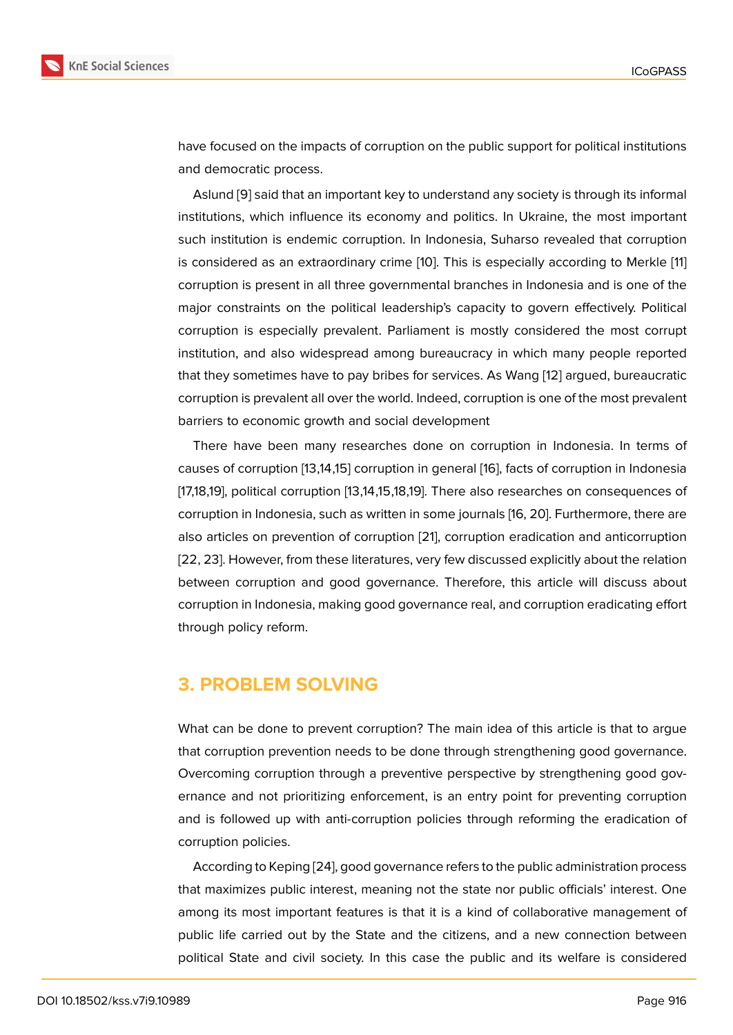have focused on the impacts of corruption on the public support for political institutions and democratic process.

Aslund [9] said that an important key to understand any society is through its informal institutions, which influence its economy and politics. In Ukraine, the most important such institution is endemic corruption. In Indonesia, Suharso revealed that corruption is considered as an extraordinary crime [10]. This is especially according to Merkle [11] corruption is present in all three governmental branches in Indonesia and is one of the major constraints on the political leadership's capacity to govern effectively. Political corruption is especially prevalent. Parliament is mostly considered the most corrupt institution, and also widespread among bureaucracy in which many people reported that they sometimes have to pay bribes for services. As Wang [12] argued, bureaucratic corruption is prevalent all over the world. Indeed, corruption is one of the most prevalent barriers to economic growth and social development

There have been many researches done on corruption in Indonesia. In terms of causes of corruption [13,14,15] corruption in general [16], facts of corruption in Indonesia [17,18,19], political corruption [13,14,15,18,19]. There also researches on consequences of corruption in Indonesia, such as written in some journals [16, 20]. Furthermore, there are also articles on prevention of corruption [21], corruption eradication and anticorruption [22, 23]. However, from these literatures, very few discussed explicitly about the relation between corruption and good governance. Therefore, this article will discuss about corruption in Indonesia, making good governance real, and corruption eradicating effort through policy reform.

## 3. PROBLEM SOLVING

What can be done to prevent corruption? The main idea of this article is that to argue that corruption prevention needs to be done through strengthening good governance. Overcoming corruption through a preventive perspective by strengthening good governance and not prioritizing enforcement, is an entry point for preventing corruption and is followed up with anti-corruption policies through reforming the eradication of corruption policies.

According to Keping [24], good governance refers to the public administration process that maximizes public interest, meaning not the state nor public officials' interest. One among its most important features is that it is a kind of collaborative management of public life carried out by the State and the citizens, and a new connection between political State and civil society. In this case the public and its welfare is considered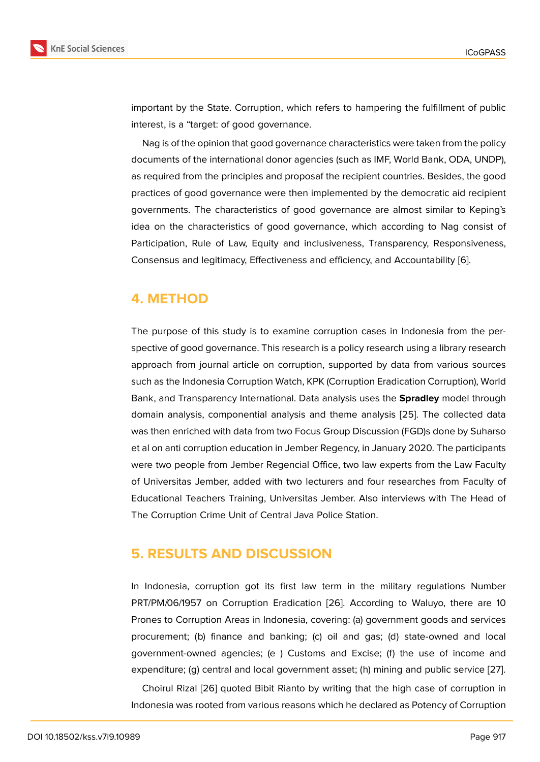important by the State. Corruption, which refers to hampering the fulfillment of public interest, is a "target: of good governance.

Nag is of the opinion that good governance characteristics were taken from the policy documents of the international donor agencies (such as IMF, World Bank, ODA, UNDP), as required from the principles and proposaf the recipient countries. Besides, the good practices of good governance were then implemented by the democratic aid recipient governments. The characteristics of good governance are almost similar to Keping's idea on the characteristics of good governance, which according to Nag consist of Participation, Rule of Law, Equity and inclusiveness, Transparency, Responsiveness, Consensus and legitimacy, Effectiveness and efficiency, and Accountability [6].

## 4. METHOD

The purpose of this study is to examine corruption cases in Indonesia from the perspective of good governance. This research is a policy research using a library research approach from journal article on corruption, supported by data from various sources such as the Indonesia Corruption Watch, KPK (Corruption Eradication Corruption), World Bank, and Transparency International. Data analysis uses the **Spradley** model through domain analysis, componential analysis and theme analysis [25]. The collected data was then enriched with data from two Focus Group Discussion (FGD)s done by Suharso et al on anti corruption education in Jember Regency, in January 2020. The participants were two people from Jember Regencial Office, two law experts from the Law Faculty of Universitas Jember, added with two lecturers and four researches from Faculty of Educational Teachers Training, Universitas Jember. Also interviews with The Head of The Corruption Crime Unit of Central Java Police Station.

## 5. RESULTS AND DISCUSSION

In Indonesia, corruption got its first law term in the military regulations Number PRT/PM/06/1957 on Corruption Eradication [26]. According to Waluyo, there are 10 Prones to Corruption Areas in Indonesia, covering: (a) government goods and services procurement; (b) finance and banking; (c) oil and gas; (d) state-owned and local government-owned agencies; (e ) Customs and Excise; (f) the use of income and expenditure; (g) central and local government asset; (h) mining and public service [27].

Choirul Rizal [26] quoted Bibit Rianto by writing that the high case of corruption in Indonesia was rooted from various reasons which he declared as Potency of Corruption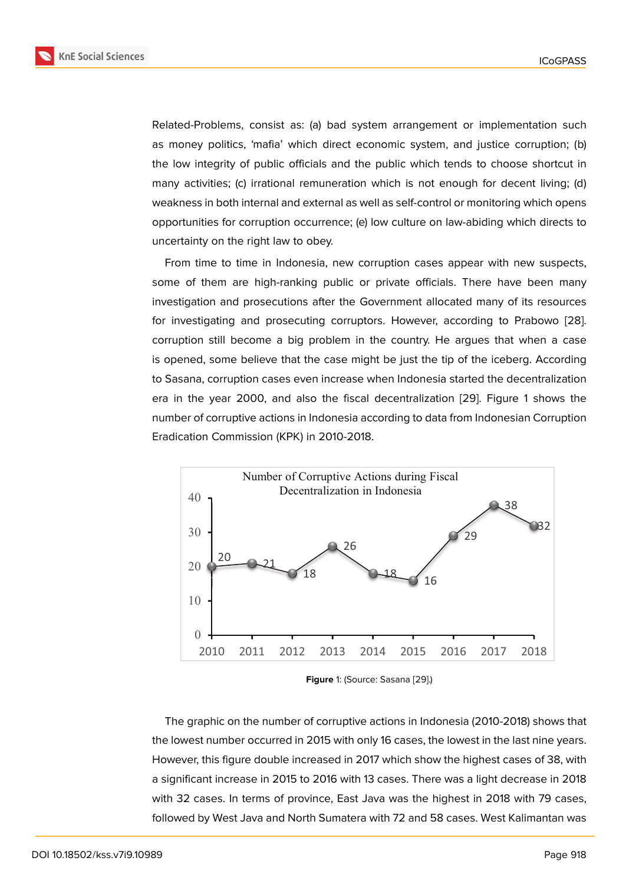Related-Problems, consist as: (a) bad system arrangement or implementation such as money politics, 'mafia' which direct economic system, and justice corruption; (b) the low integrity of public officials and the public which tends to choose shortcut in many activities; (c) irrational remuneration which is not enough for decent living; (d) weakness in both internal and external as well as self-control or monitoring which opens opportunities for corruption occurrence; (e) low culture on law-abiding which directs to uncertainty on the right law to obey.

From time to time in Indonesia, new corruption cases appear with new suspects, some of them are high-ranking public or private officials. There have been many investigation and prosecutions after the Government allocated many of its resources for investigating and prosecuting corruptors. However, according to Prabowo [28]. corruption still become a big problem in the country. He argues that when a case is opened, some believe that the case might be just the tip of the iceberg. According to Sasana, corruption cases even increase when Indonesia started the decentralization era in the year 2000, and also the fiscal decentralization [29]. Figure 1 shows the number of corruptive actions in Indonesia according to data from Indonesian Corruption Eradication Commission (KPK) in 2010-2018.

Number of Corruptive Actions during Fiscal Decentralization in Indonesia

| Year | 2010 | 2011 | 2012 | 2013 | 2014 | 2015 | 2016 | 2017 | 2018 |
|---|---|---|---|---|---|---|---|---|---|
| Cases | 20 | 21 | 18 | 26 | 18 | 16 | 29 | 38 | 32 |

**Figure** 1: (Source: Sasana [29].)

The graphic on the number of corruptive actions in Indonesia (2010-2018) shows that the lowest number occurred in 2015 with only 16 cases, the lowest in the last nine years. However, this figure double increased in 2017 which show the highest cases of 38, with a significant increase in 2015 to 2016 with 13 cases. There was a light decrease in 2018 with 32 cases. In terms of province, East Java was the highest in 2018 with 79 cases, followed by West Java and North Sumatera with 72 and 58 cases. West Kalimantan was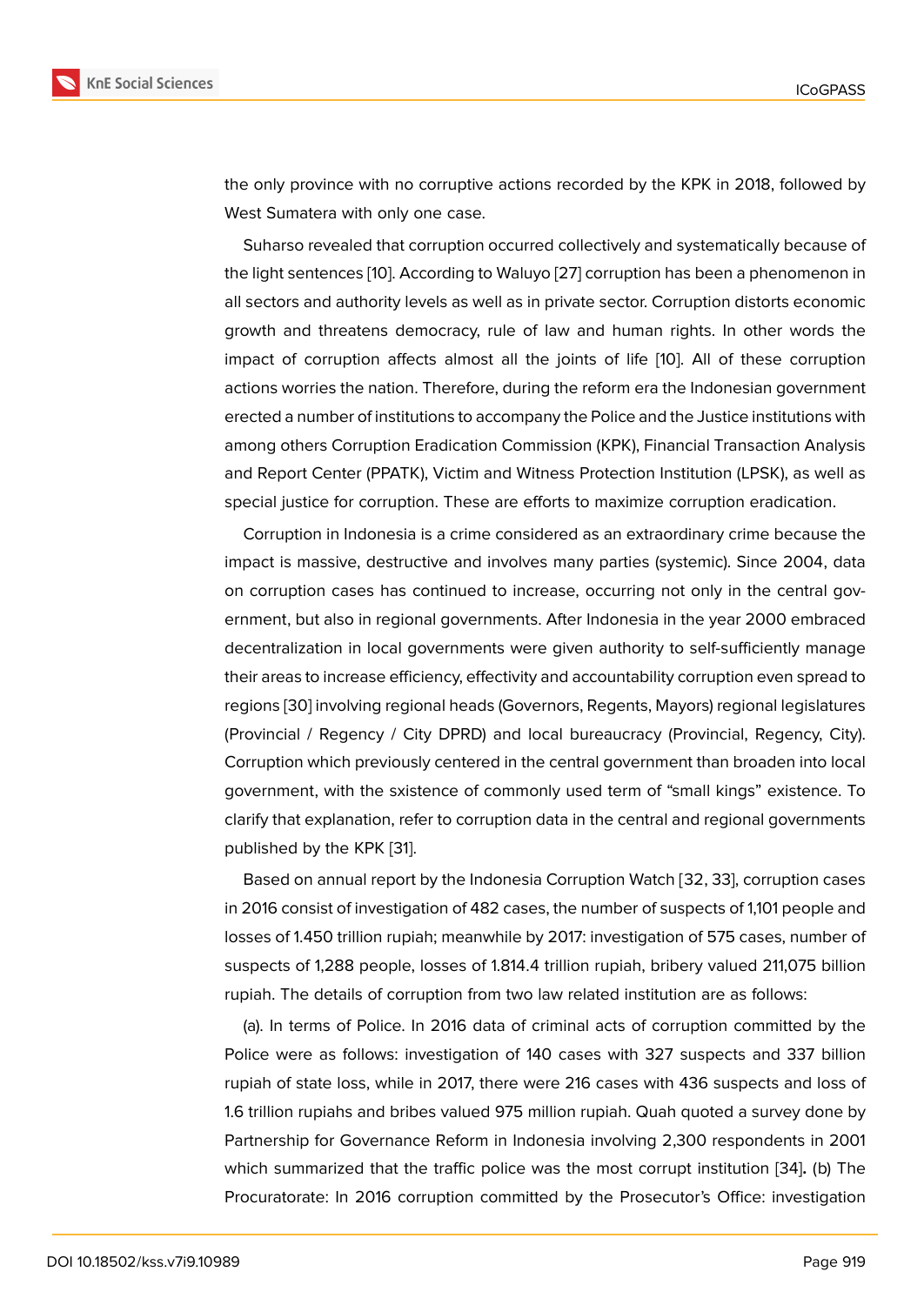the only province with no corruptive actions recorded by the KPK in 2018, followed by West Sumatera with only one case.

Suharso revealed that corruption occurred collectively and systematically because of the light sentences [10]. According to Waluyo [27] corruption has been a phenomenon in all sectors and authority levels as well as in private sector. Corruption distorts economic growth and threatens democracy, rule of law and human rights. In other words the impact of corruption affects almost all the joints of life [10]. All of these corruption actions worries the nation. Therefore, during the reform era the Indonesian government erected a number of institutions to accompany the Police and the Justice institutions with among others Corruption Eradication Commission (KPK), Financial Transaction Analysis and Report Center (PPATK), Victim and Witness Protection Institution (LPSK), as well as special justice for corruption. These are efforts to maximize corruption eradication.

Corruption in Indonesia is a crime considered as an extraordinary crime because the impact is massive, destructive and involves many parties (systemic). Since 2004, data on corruption cases has continued to increase, occurring not only in the central government, but also in regional governments. After Indonesia in the year 2000 embraced decentralization in local governments were given authority to self-sufficiently manage their areas to increase efficiency, effectivity and accountability corruption even spread to regions [30] involving regional heads (Governors, Regents, Mayors) regional legislatures (Provincial / Regency / City DPRD) and local bureaucracy (Provincial, Regency, City). Corruption which previously centered in the central government than broaden into local government, with the sxistence of commonly used term of "small kings" existence. To clarify that explanation, refer to corruption data in the central and regional governments published by the KPK [31].

Based on annual report by the Indonesia Corruption Watch [32, 33], corruption cases in 2016 consist of investigation of 482 cases, the number of suspects of 1,101 people and losses of 1.450 trillion rupiah; meanwhile by 2017: investigation of 575 cases, number of suspects of 1,288 people, losses of 1.814.4 trillion rupiah, bribery valued 211,075 billion rupiah. The details of corruption from two law related institution are as follows:

(a). In terms of Police. In 2016 data of criminal acts of corruption committed by the Police were as follows: investigation of 140 cases with 327 suspects and 337 billion rupiah of state loss, while in 2017, there were 216 cases with 436 suspects and loss of 1.6 trillion rupiahs and bribes valued 975 million rupiah. Quah quoted a survey done by Partnership for Governance Reform in Indonesia involving 2,300 respondents in 2001 which summarized that the traffic police was the most corrupt institution [34]**.** (b) The Procuratorate: In 2016 corruption committed by the Prosecutor's Office: investigation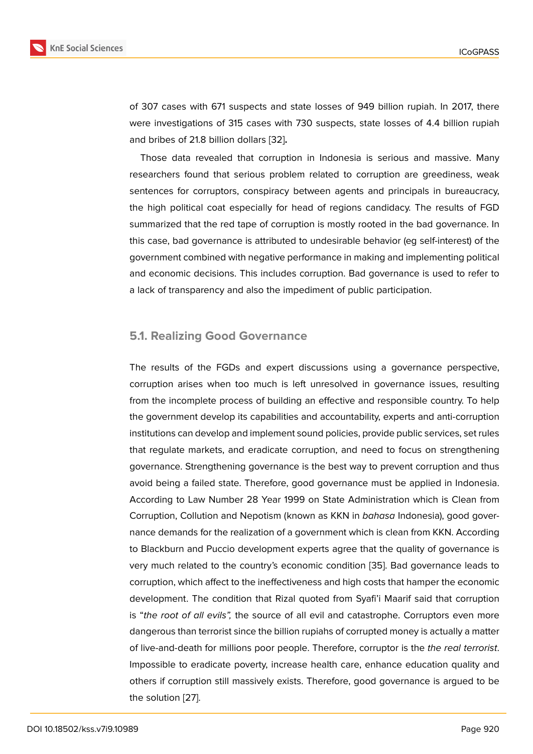of 307 cases with 671 suspects and state losses of 949 billion rupiah. In 2017, there were investigations of 315 cases with 730 suspects, state losses of 4.4 billion rupiah and bribes of 21.8 billion dollars [32]**.**

Those data revealed that corruption in Indonesia is serious and massive. Many researchers found that serious problem related to corruption are greediness, weak sentences for corruptors, conspiracy between agents and principals in bureaucracy, the high political coat especially for head of regions candidacy. The results of FGD summarized that the red tape of corruption is mostly rooted in the bad governance. In this case, bad governance is attributed to undesirable behavior (eg self-interest) of the government combined with negative performance in making and implementing political and economic decisions. This includes corruption. Bad governance is used to refer to a lack of transparency and also the impediment of public participation.

### 5.1. Realizing Good Governance

The results of the FGDs and expert discussions using a governance perspective, corruption arises when too much is left unresolved in governance issues, resulting from the incomplete process of building an effective and responsible country. To help the government develop its capabilities and accountability, experts and anti-corruption institutions can develop and implement sound policies, provide public services, set rules that regulate markets, and eradicate corruption, and need to focus on strengthening governance. Strengthening governance is the best way to prevent corruption and thus avoid being a failed state. Therefore, good governance must be applied in Indonesia. According to Law Number 28 Year 1999 on State Administration which is Clean from Corruption, Collution and Nepotism (known as KKN in *bahasa* Indonesia), good governance demands for the realization of a government which is clean from KKN. According to Blackburn and Puccio development experts agree that the quality of governance is very much related to the country's economic condition [35]. Bad governance leads to corruption, which affect to the ineffectiveness and high costs that hamper the economic development. The condition that Rizal quoted from Syafi'i Maarif said that corruption is "*the root of all evils",* the source of all evil and catastrophe. Corruptors even more dangerous than terrorist since the billion rupiahs of corrupted money is actually a matter of live-and-death for millions poor people. Therefore, corruptor is the *the real terrorist*. Impossible to eradicate poverty, increase health care, enhance education quality and others if corruption still massively exists. Therefore, good governance is argued to be the solution [27].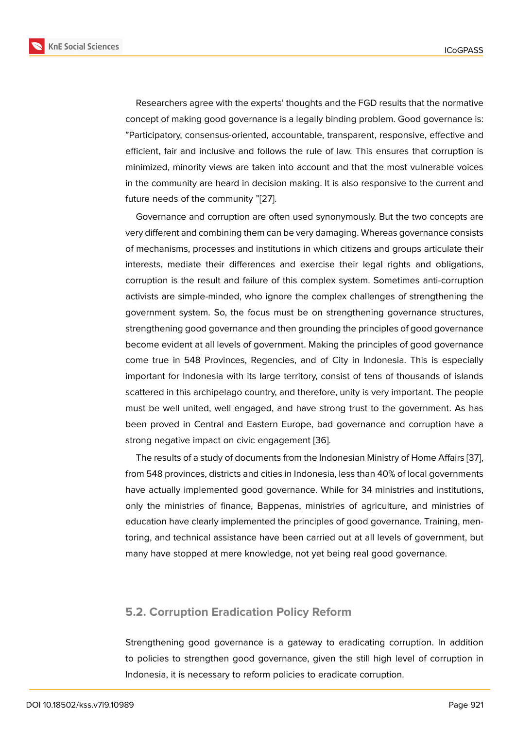Researchers agree with the experts' thoughts and the FGD results that the normative concept of making good governance is a legally binding problem. Good governance is: "Participatory, consensus-oriented, accountable, transparent, responsive, effective and efficient, fair and inclusive and follows the rule of law. This ensures that corruption is minimized, minority views are taken into account and that the most vulnerable voices in the community are heard in decision making. It is also responsive to the current and future needs of the community "[27].

Governance and corruption are often used synonymously. But the two concepts are very different and combining them can be very damaging. Whereas governance consists of mechanisms, processes and institutions in which citizens and groups articulate their interests, mediate their differences and exercise their legal rights and obligations, corruption is the result and failure of this complex system. Sometimes anti-corruption activists are simple-minded, who ignore the complex challenges of strengthening the government system. So, the focus must be on strengthening governance structures, strengthening good governance and then grounding the principles of good governance become evident at all levels of government. Making the principles of good governance come true in 548 Provinces, Regencies, and of City in Indonesia. This is especially important for Indonesia with its large territory, consist of tens of thousands of islands scattered in this archipelago country, and therefore, unity is very important. The people must be well united, well engaged, and have strong trust to the government. As has been proved in Central and Eastern Europe, bad governance and corruption have a strong negative impact on civic engagement [36].

The results of a study of documents from the Indonesian Ministry of Home Affairs [37], from 548 provinces, districts and cities in Indonesia, less than 40% of local governments have actually implemented good governance. While for 34 ministries and institutions, only the ministries of finance, Bappenas, ministries of agriculture, and ministries of education have clearly implemented the principles of good governance. Training, mentoring, and technical assistance have been carried out at all levels of government, but many have stopped at mere knowledge, not yet being real good governance.

### 5.2. Corruption Eradication Policy Reform

Strengthening good governance is a gateway to eradicating corruption. In addition to policies to strengthen good governance, given the still high level of corruption in Indonesia, it is necessary to reform policies to eradicate corruption.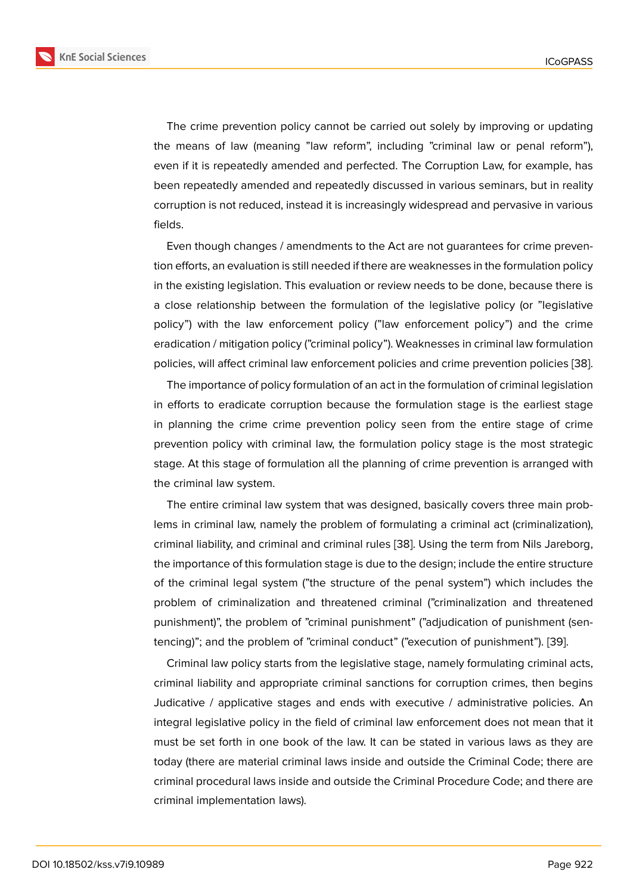The crime prevention policy cannot be carried out solely by improving or updating the means of law (meaning "law reform", including "criminal law or penal reform"), even if it is repeatedly amended and perfected. The Corruption Law, for example, has been repeatedly amended and repeatedly discussed in various seminars, but in reality corruption is not reduced, instead it is increasingly widespread and pervasive in various fields.

Even though changes / amendments to the Act are not guarantees for crime prevention efforts, an evaluation is still needed if there are weaknesses in the formulation policy in the existing legislation. This evaluation or review needs to be done, because there is a close relationship between the formulation of the legislative policy (or "legislative policy") with the law enforcement policy ("law enforcement policy") and the crime eradication / mitigation policy ("criminal policy"). Weaknesses in criminal law formulation policies, will affect criminal law enforcement policies and crime prevention policies [38].

The importance of policy formulation of an act in the formulation of criminal legislation in efforts to eradicate corruption because the formulation stage is the earliest stage in planning the crime crime prevention policy seen from the entire stage of crime prevention policy with criminal law, the formulation policy stage is the most strategic stage. At this stage of formulation all the planning of crime prevention is arranged with the criminal law system.

The entire criminal law system that was designed, basically covers three main problems in criminal law, namely the problem of formulating a criminal act (criminalization), criminal liability, and criminal and criminal rules [38]. Using the term from Nils Jareborg, the importance of this formulation stage is due to the design; include the entire structure of the criminal legal system ("the structure of the penal system") which includes the problem of criminalization and threatened criminal ("criminalization and threatened punishment)", the problem of "criminal punishment" ("adjudication of punishment (sentencing)"; and the problem of "criminal conduct" ("execution of punishment"). [39].

Criminal law policy starts from the legislative stage, namely formulating criminal acts, criminal liability and appropriate criminal sanctions for corruption crimes, then begins Judicative / applicative stages and ends with executive / administrative policies. An integral legislative policy in the field of criminal law enforcement does not mean that it must be set forth in one book of the law. It can be stated in various laws as they are today (there are material criminal laws inside and outside the Criminal Code; there are criminal procedural laws inside and outside the Criminal Procedure Code; and there are criminal implementation laws).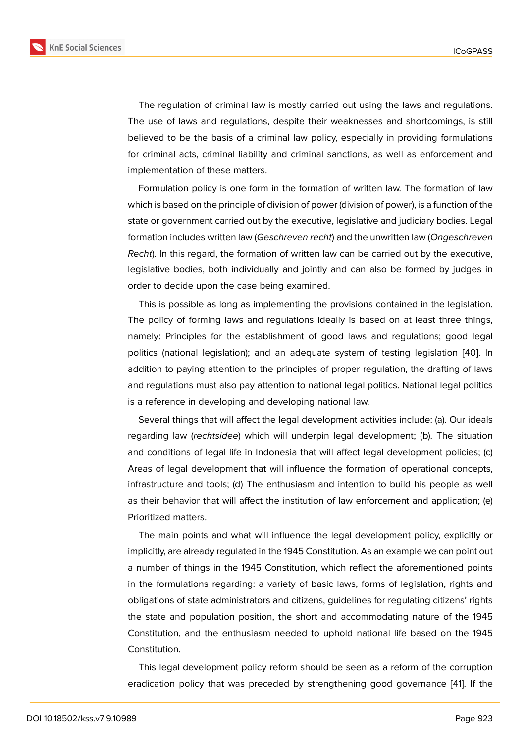The regulation of criminal law is mostly carried out using the laws and regulations. The use of laws and regulations, despite their weaknesses and shortcomings, is still believed to be the basis of a criminal law policy, especially in providing formulations for criminal acts, criminal liability and criminal sanctions, as well as enforcement and implementation of these matters.

Formulation policy is one form in the formation of written law. The formation of law which is based on the principle of division of power (division of power), is a function of the state or government carried out by the executive, legislative and judiciary bodies. Legal formation includes written law (*Geschreven recht*) and the unwritten law (*Ongeschreven Recht*). In this regard, the formation of written law can be carried out by the executive, legislative bodies, both individually and jointly and can also be formed by judges in order to decide upon the case being examined.

This is possible as long as implementing the provisions contained in the legislation. The policy of forming laws and regulations ideally is based on at least three things, namely: Principles for the establishment of good laws and regulations; good legal politics (national legislation); and an adequate system of testing legislation [40]. In addition to paying attention to the principles of proper regulation, the drafting of laws and regulations must also pay attention to national legal politics. National legal politics is a reference in developing and developing national law.

Several things that will affect the legal development activities include: (a). Our ideals regarding law (*rechtsidee*) which will underpin legal development; (b). The situation and conditions of legal life in Indonesia that will affect legal development policies; (c) Areas of legal development that will influence the formation of operational concepts, infrastructure and tools; (d) The enthusiasm and intention to build his people as well as their behavior that will affect the institution of law enforcement and application; (e) Prioritized matters.

The main points and what will influence the legal development policy, explicitly or implicitly, are already regulated in the 1945 Constitution. As an example we can point out a number of things in the 1945 Constitution, which reflect the aforementioned points in the formulations regarding: a variety of basic laws, forms of legislation, rights and obligations of state administrators and citizens, guidelines for regulating citizens' rights the state and population position, the short and accommodating nature of the 1945 Constitution, and the enthusiasm needed to uphold national life based on the 1945 Constitution.

This legal development policy reform should be seen as a reform of the corruption eradication policy that was preceded by strengthening good governance [41]. If the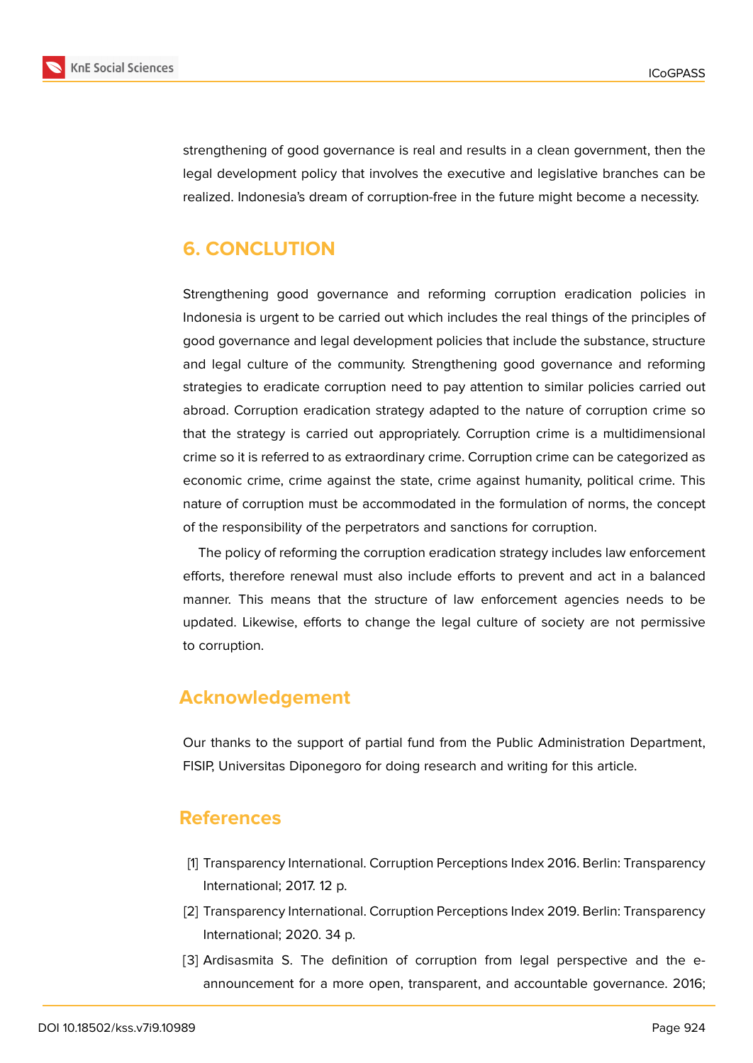strengthening of good governance is real and results in a clean government, then the legal development policy that involves the executive and legislative branches can be realized. Indonesia's dream of corruption-free in the future might become a necessity.

## 6. CONCLUTION

Strengthening good governance and reforming corruption eradication policies in Indonesia is urgent to be carried out which includes the real things of the principles of good governance and legal development policies that include the substance, structure and legal culture of the community. Strengthening good governance and reforming strategies to eradicate corruption need to pay attention to similar policies carried out abroad. Corruption eradication strategy adapted to the nature of corruption crime so that the strategy is carried out appropriately. Corruption crime is a multidimensional crime so it is referred to as extraordinary crime. Corruption crime can be categorized as economic crime, crime against the state, crime against humanity, political crime. This nature of corruption must be accommodated in the formulation of norms, the concept of the responsibility of the perpetrators and sanctions for corruption.

The policy of reforming the corruption eradication strategy includes law enforcement efforts, therefore renewal must also include efforts to prevent and act in a balanced manner. This means that the structure of law enforcement agencies needs to be updated. Likewise, efforts to change the legal culture of society are not permissive to corruption.

## Acknowledgement

Our thanks to the support of partial fund from the Public Administration Department, FISIP, Universitas Diponegoro for doing research and writing for this article.

## References

[1] Transparency International. Corruption Perceptions Index 2016. Berlin: Transparency International; 2017. 12 p.

[2] Transparency International. Corruption Perceptions Index 2019. Berlin: Transparency International; 2020. 34 p.

[3] Ardisasmita S. The definition of corruption from legal perspective and the e-announcement for a more open, transparent, and accountable governance. 2016;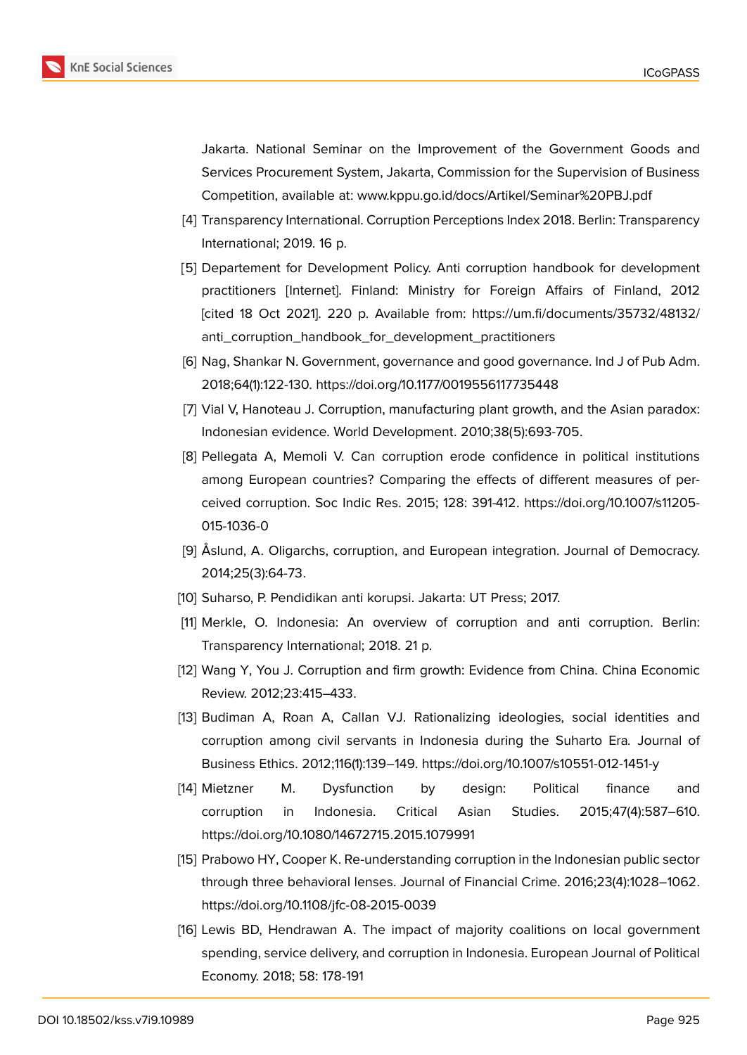Jakarta. National Seminar on the Improvement of the Government Goods and Services Procurement System, Jakarta, Commission for the Supervision of Business Competition, available at: www.kppu.go.id/docs/Artikel/Seminar%20PBJ.pdf

[4] Transparency International. Corruption Perceptions Index 2018. Berlin: Transparency International; 2019. 16 p.

[5] Departement for Development Policy. Anti corruption handbook for development practitioners [Internet]. Finland: Ministry for Foreign Affairs of Finland, 2012 [cited 18 Oct 2021]. 220 p. Available from: https://um.fi/documents/35732/48132/anti_corruption_handbook_for_development_practitioners

[6] Nag, Shankar N. Government, governance and good governance. Ind J of Pub Adm. 2018;64(1):122-130. https://doi.org/10.1177/0019556117735448

[7] Vial V, Hanoteau J. Corruption, manufacturing plant growth, and the Asian paradox: Indonesian evidence. World Development. 2010;38(5):693-705.

[8] Pellegata A, Memoli V. Can corruption erode confidence in political institutions among European countries? Comparing the effects of different measures of perceived corruption. Soc Indic Res. 2015; 128: 391-412. https://doi.org/10.1007/s11205-015-1036-0

[9] Åslund, A. Oligarchs, corruption, and European integration. Journal of Democracy. 2014;25(3):64-73.

[10] Suharso, P. Pendidikan anti korupsi. Jakarta: UT Press; 2017.

[11] Merkle, O. Indonesia: An overview of corruption and anti corruption. Berlin: Transparency International; 2018. 21 p.

[12] Wang Y, You J. Corruption and firm growth: Evidence from China. China Economic Review. 2012;23:415–433.

[13] Budiman A, Roan A, Callan VJ. Rationalizing ideologies, social identities and corruption among civil servants in Indonesia during the Suharto Era. Journal of Business Ethics. 2012;116(1):139–149. https://doi.org/10.1007/s10551-012-1451-y

[14] Mietzner M. Dysfunction by design: Political finance and corruption in Indonesia. Critical Asian Studies. 2015;47(4):587–610. https://doi.org/10.1080/14672715.2015.1079991

[15] Prabowo HY, Cooper K. Re-understanding corruption in the Indonesian public sector through three behavioral lenses. Journal of Financial Crime. 2016;23(4):1028–1062. https://doi.org/10.1108/jfc-08-2015-0039

[16] Lewis BD, Hendrawan A. The impact of majority coalitions on local government spending, service delivery, and corruption in Indonesia. European Journal of Political Economy. 2018; 58: 178-191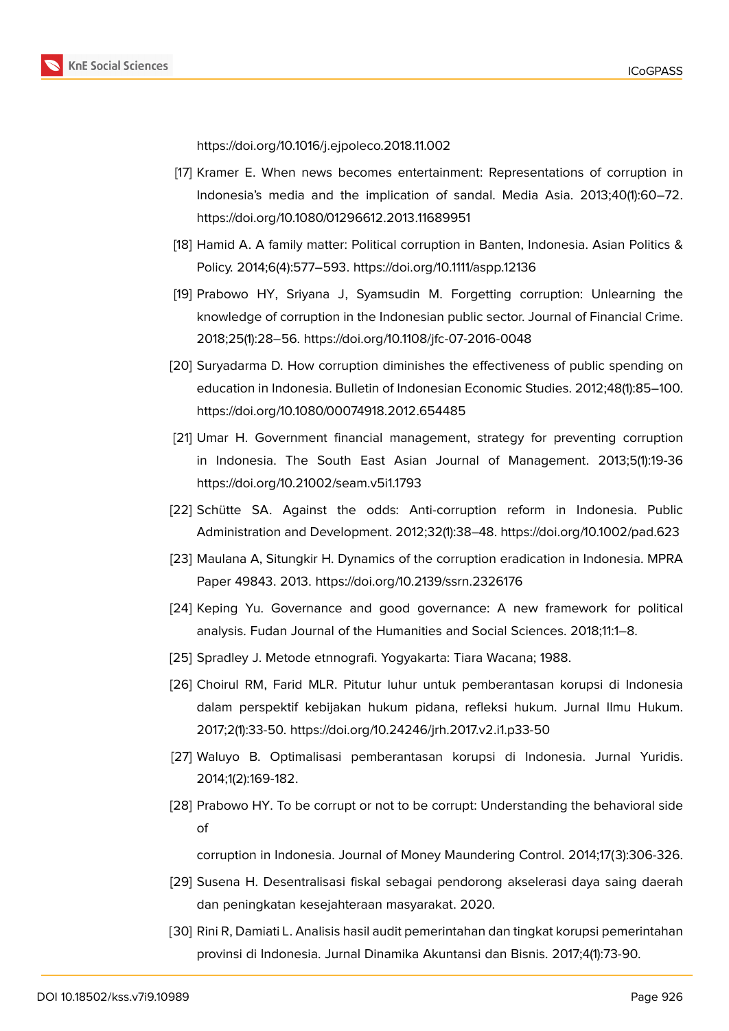https://doi.org/10.1016/j.ejpoleco.2018.11.002

[17] Kramer E. When news becomes entertainment: Representations of corruption in Indonesia's media and the implication of sandal. Media Asia. 2013;40(1):60–72. https://doi.org/10.1080/01296612.2013.11689951

[18] Hamid A. A family matter: Political corruption in Banten, Indonesia. Asian Politics & Policy. 2014;6(4):577–593. https://doi.org/10.1111/aspp.12136

[19] Prabowo HY, Sriyana J, Syamsudin M. Forgetting corruption: Unlearning the knowledge of corruption in the Indonesian public sector. Journal of Financial Crime. 2018;25(1):28–56. https://doi.org/10.1108/jfc-07-2016-0048

[20] Suryadarma D. How corruption diminishes the effectiveness of public spending on education in Indonesia. Bulletin of Indonesian Economic Studies. 2012;48(1):85–100. https://doi.org/10.1080/00074918.2012.654485

[21] Umar H. Government financial management, strategy for preventing corruption in Indonesia. The South East Asian Journal of Management. 2013;5(1):19-36 https://doi.org/10.21002/seam.v5i1.1793

[22] Schütte SA. Against the odds: Anti-corruption reform in Indonesia. Public Administration and Development. 2012;32(1):38–48. https://doi.org/10.1002/pad.623

[23] Maulana A, Situngkir H. Dynamics of the corruption eradication in Indonesia. MPRA Paper 49843. 2013. https://doi.org/10.2139/ssrn.2326176

[24] Keping Yu. Governance and good governance: A new framework for political analysis. Fudan Journal of the Humanities and Social Sciences. 2018;11:1–8.

[25] Spradley J. Metode etnnografi. Yogyakarta: Tiara Wacana; 1988.

[26] Choirul RM, Farid MLR. Pitutur luhur untuk pemberantasan korupsi di Indonesia dalam perspektif kebijakan hukum pidana, refleksi hukum. Jurnal Ilmu Hukum. 2017;2(1):33-50. https://doi.org/10.24246/jrh.2017.v2.i1.p33-50

[27] Waluyo B. Optimalisasi pemberantasan korupsi di Indonesia. Jurnal Yuridis. 2014;1(2):169-182.

[28] Prabowo HY. To be corrupt or not to be corrupt: Understanding the behavioral side of

corruption in Indonesia. Journal of Money Maundering Control. 2014;17(3):306-326.

[29] Susena H. Desentralisasi fiskal sebagai pendorong akselerasi daya saing daerah dan peningkatan kesejahteraan masyarakat. 2020.

[30] Rini R, Damiati L. Analisis hasil audit pemerintahan dan tingkat korupsi pemerintahan provinsi di Indonesia. Jurnal Dinamika Akuntansi dan Bisnis. 2017;4(1):73-90.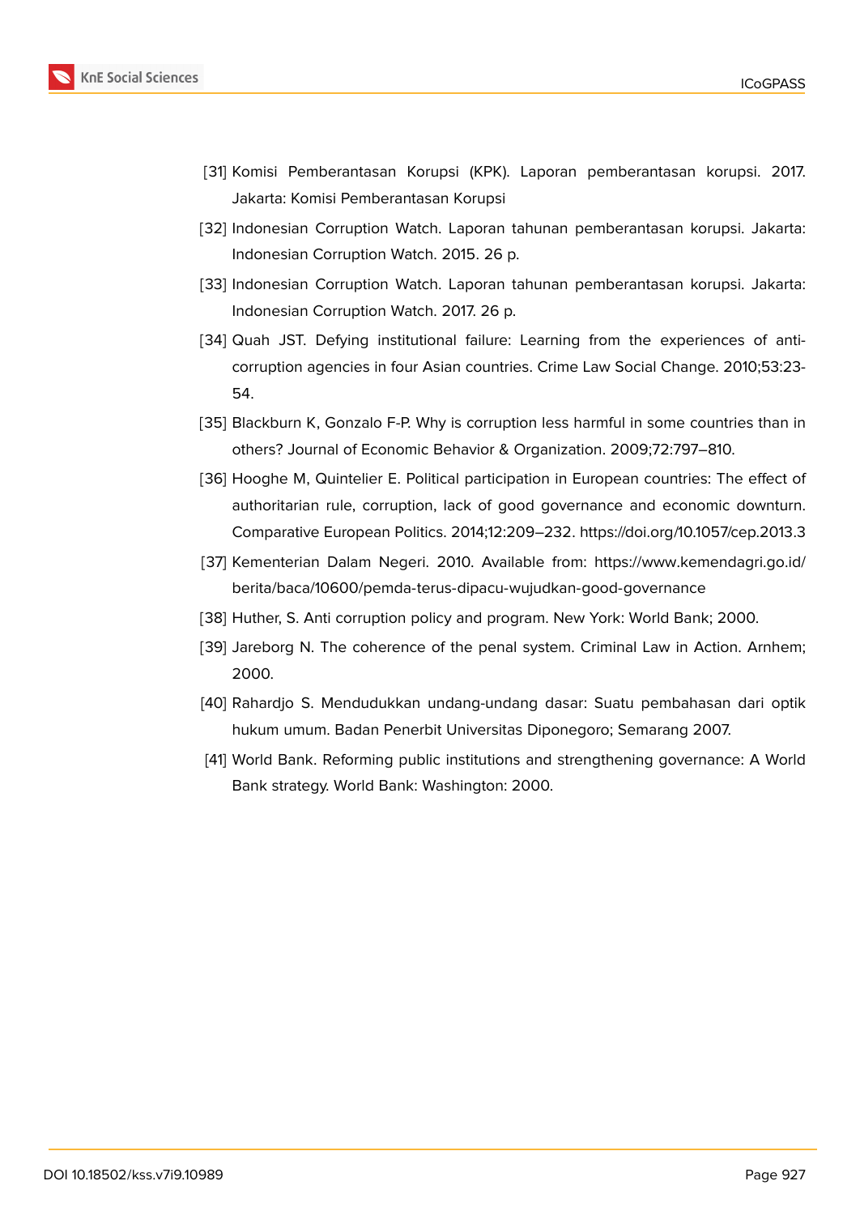[31] Komisi Pemberantasan Korupsi (KPK). Laporan pemberantasan korupsi. 2017. Jakarta: Komisi Pemberantasan Korupsi

[32] Indonesian Corruption Watch. Laporan tahunan pemberantasan korupsi. Jakarta: Indonesian Corruption Watch. 2015. 26 p.

[33] Indonesian Corruption Watch. Laporan tahunan pemberantasan korupsi. Jakarta: Indonesian Corruption Watch. 2017. 26 p.

[34] Quah JST. Defying institutional failure: Learning from the experiences of anti-corruption agencies in four Asian countries. Crime Law Social Change. 2010;53:23-54.

[35] Blackburn K, Gonzalo F-P. Why is corruption less harmful in some countries than in others? Journal of Economic Behavior & Organization. 2009;72:797–810.

[36] Hooghe M, Quintelier E. Political participation in European countries: The effect of authoritarian rule, corruption, lack of good governance and economic downturn. Comparative European Politics. 2014;12:209–232. https://doi.org/10.1057/cep.2013.3

[37] Kementerian Dalam Negeri. 2010. Available from: https://www.kemendagri.go.id/berita/baca/10600/pemda-terus-dipacu-wujudkan-good-governance

[38] Huther, S. Anti corruption policy and program. New York: World Bank; 2000.

[39] Jareborg N. The coherence of the penal system. Criminal Law in Action. Arnhem; 2000.

[40] Rahardjo S. Mendudukkan undang-undang dasar: Suatu pembahasan dari optik hukum umum. Badan Penerbit Universitas Diponegoro; Semarang 2007.

[41] World Bank. Reforming public institutions and strengthening governance: A World Bank strategy. World Bank: Washington: 2000.